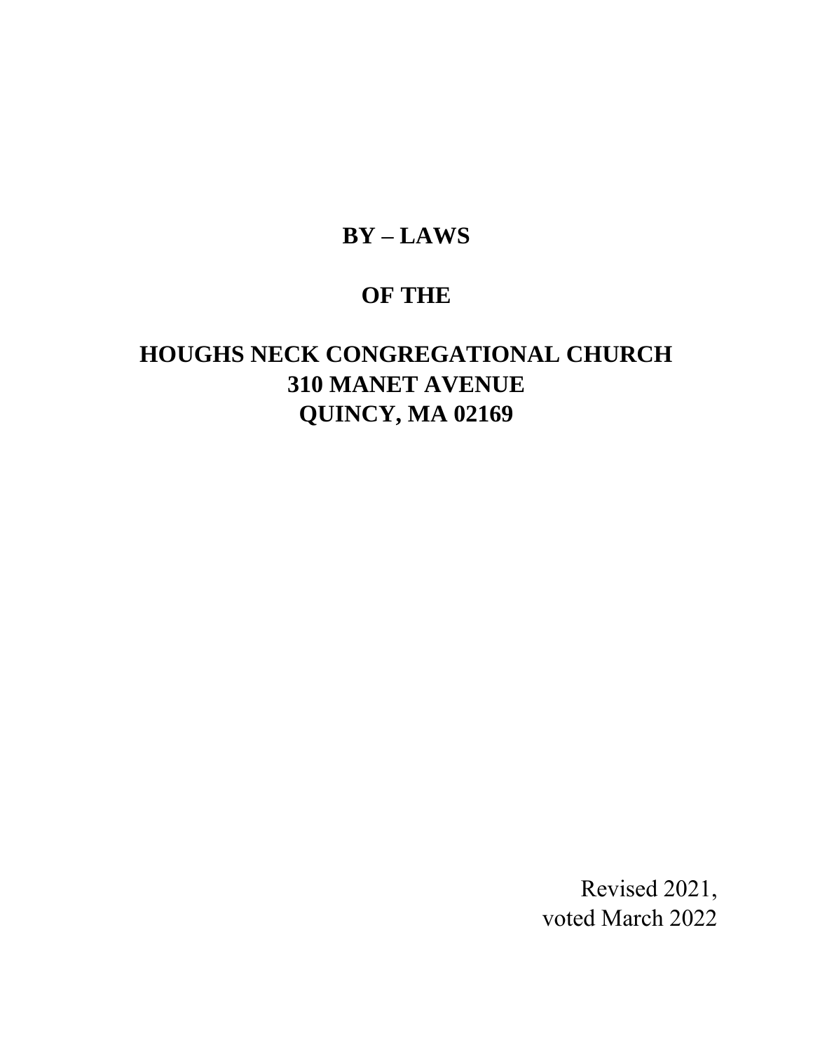# BY – LAWS

# OF THE

# HOUGHS NECK CONGREGATIONAL CHURCH
# 310 MANET AVENUE
# QUINCY, MA 02169

Revised 2021,
voted March 2022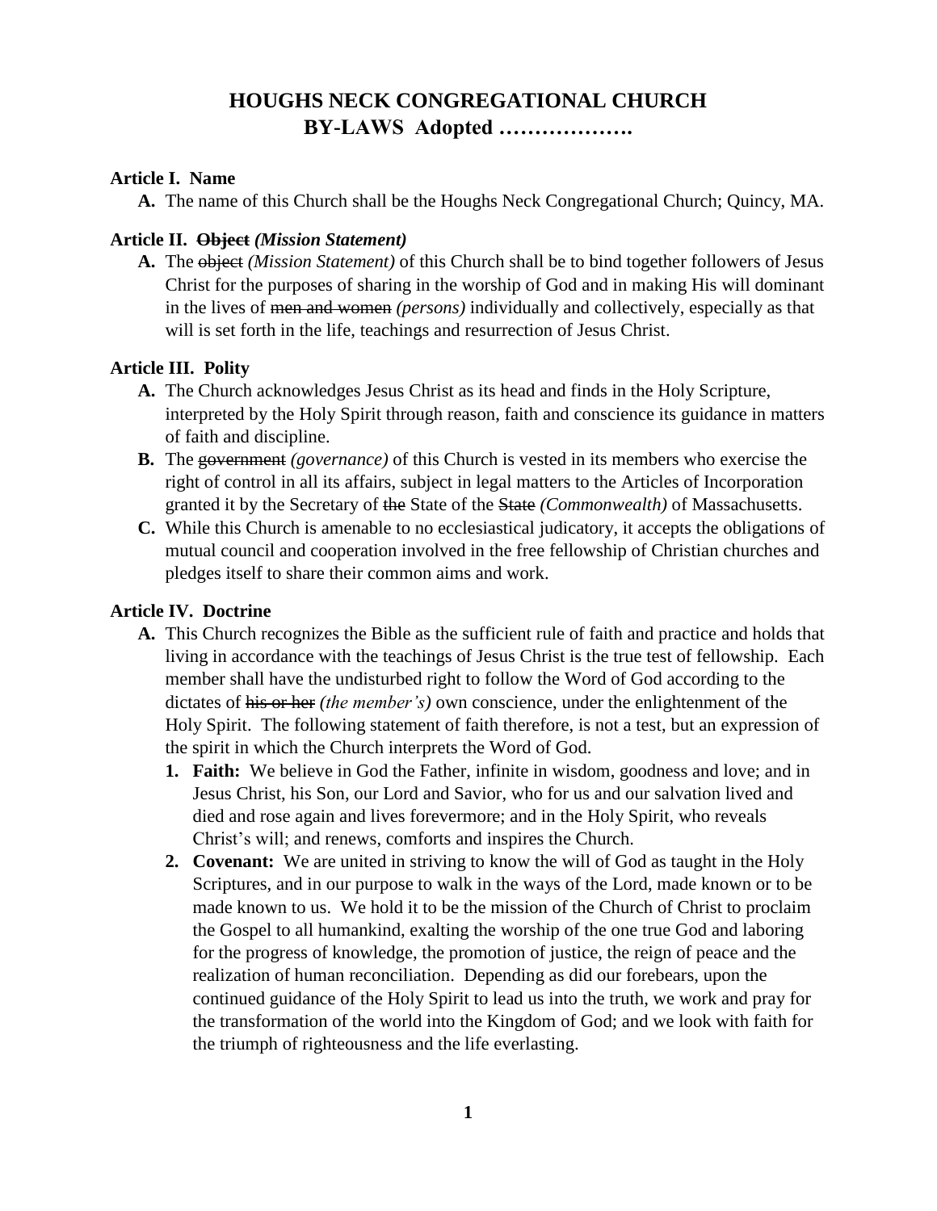# HOUGHS NECK CONGREGATIONAL CHURCH
## BY-LAWS Adopted ……………….

**Article I. Name**

**A.** The name of this Church shall be the Houghs Neck Congregational Church; Quincy, MA.

**Article II. ~~Object~~ *(Mission Statement)***

**A.** The ~~object~~ *(Mission Statement)* of this Church shall be to bind together followers of Jesus Christ for the purposes of sharing in the worship of God and in making His will dominant in the lives of ~~men and women~~ *(persons)* individually and collectively, especially as that will is set forth in the life, teachings and resurrection of Jesus Christ.

**Article III. Polity**

**A.** The Church acknowledges Jesus Christ as its head and finds in the Holy Scripture, interpreted by the Holy Spirit through reason, faith and conscience its guidance in matters of faith and discipline.

**B.** The ~~government~~ *(governance)* of this Church is vested in its members who exercise the right of control in all its affairs, subject in legal matters to the Articles of Incorporation granted it by the Secretary of ~~the~~ State of the ~~State~~ *(Commonwealth)* of Massachusetts.

**C.** While this Church is amenable to no ecclesiastical judicatory, it accepts the obligations of mutual council and cooperation involved in the free fellowship of Christian churches and pledges itself to share their common aims and work.

**Article IV. Doctrine**

**A.** This Church recognizes the Bible as the sufficient rule of faith and practice and holds that living in accordance with the teachings of Jesus Christ is the true test of fellowship. Each member shall have the undisturbed right to follow the Word of God according to the dictates of ~~his or her~~ *(the member's)* own conscience, under the enlightenment of the Holy Spirit. The following statement of faith therefore, is not a test, but an expression of the spirit in which the Church interprets the Word of God.

1. **Faith:** We believe in God the Father, infinite in wisdom, goodness and love; and in Jesus Christ, his Son, our Lord and Savior, who for us and our salvation lived and died and rose again and lives forevermore; and in the Holy Spirit, who reveals Christ's will; and renews, comforts and inspires the Church.
2. **Covenant:** We are united in striving to know the will of God as taught in the Holy Scriptures, and in our purpose to walk in the ways of the Lord, made known or to be made known to us. We hold it to be the mission of the Church of Christ to proclaim the Gospel to all humankind, exalting the worship of the one true God and laboring for the progress of knowledge, the promotion of justice, the reign of peace and the realization of human reconciliation. Depending as did our forebears, upon the continued guidance of the Holy Spirit to lead us into the truth, we work and pray for the transformation of the world into the Kingdom of God; and we look with faith for the triumph of righteousness and the life everlasting.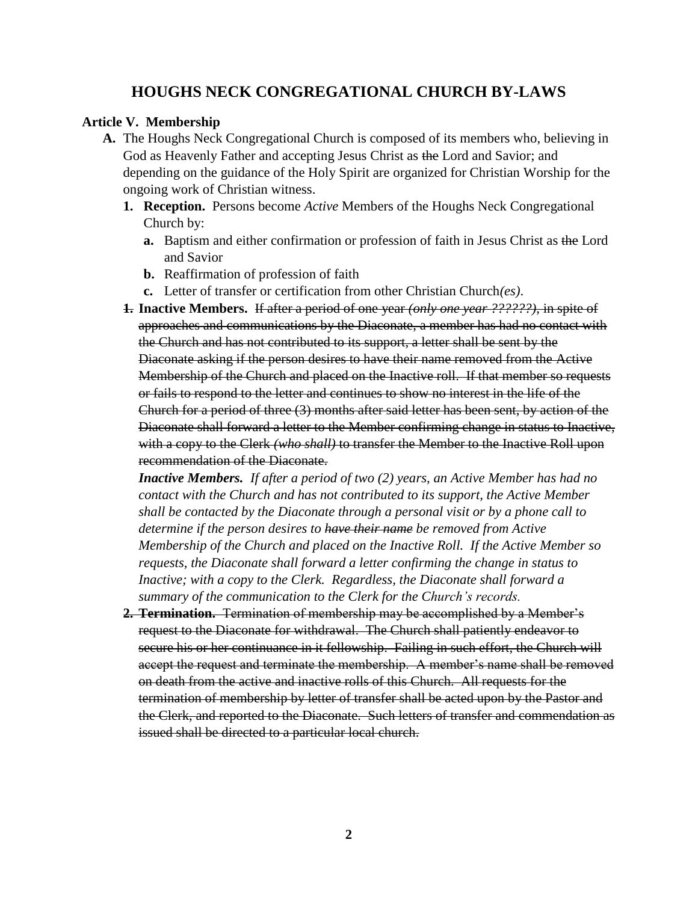# HOUGHS NECK CONGREGATIONAL CHURCH BY-LAWS

**Article V. Membership**

**A.** The Houghs Neck Congregational Church is composed of its members who, believing in God as Heavenly Father and accepting Jesus Christ as ~~the~~ Lord and Savior; and depending on the guidance of the Holy Spirit are organized for Christian Worship for the ongoing work of Christian witness.

1. **Reception.** Persons become *Active* Members of the Houghs Neck Congregational Church by:
   - **a.** Baptism and either confirmation or profession of faith in Jesus Christ as ~~the~~ Lord and Savior
   - **b.** Reaffirmation of profession of faith
   - **c.** Letter of transfer or certification from other Christian Church*(es)*.

~~**1.**~~ **Inactive Members.** ~~If after a period of one year *(only one year ??????)*, in spite of approaches and communications by the Diaconate, a member has had no contact with the Church and has not contributed to its support, a letter shall be sent by the Diaconate asking if the person desires to have their name removed from the Active Membership of the Church and placed on the Inactive roll. If that member so requests or fails to respond to the letter and continues to show no interest in the life of the Church for a period of three (3) months after said letter has been sent, by action of the Diaconate shall forward a letter to the Member confirming change in status to Inactive, with a copy to the Clerk *(who shall)* to transfer the Member to the Inactive Roll upon recommendation of the Diaconate.~~

***Inactive Members.*** *If after a period of two (2) years, an Active Member has had no contact with the Church and has not contributed to its support, the Active Member shall be contacted by the Diaconate through a personal visit or by a phone call to determine if the person desires to ~~have their name~~ be removed from Active Membership of the Church and placed on the Inactive Roll. If the Active Member so requests, the Diaconate shall forward a letter confirming the change in status to Inactive; with a copy to the Clerk. Regardless, the Diaconate shall forward a summary of the communication to the Clerk for the Church's records.*

2. ~~**Termination.** Termination of membership may be accomplished by a Member's request to the Diaconate for withdrawal. The Church shall patiently endeavor to secure his or her continuance in it fellowship. Failing in such effort, the Church will accept the request and terminate the membership. A member's name shall be removed on death from the active and inactive rolls of this Church. All requests for the termination of membership by letter of transfer shall be acted upon by the Pastor and the Clerk, and reported to the Diaconate. Such letters of transfer and commendation as issued shall be directed to a particular local church.~~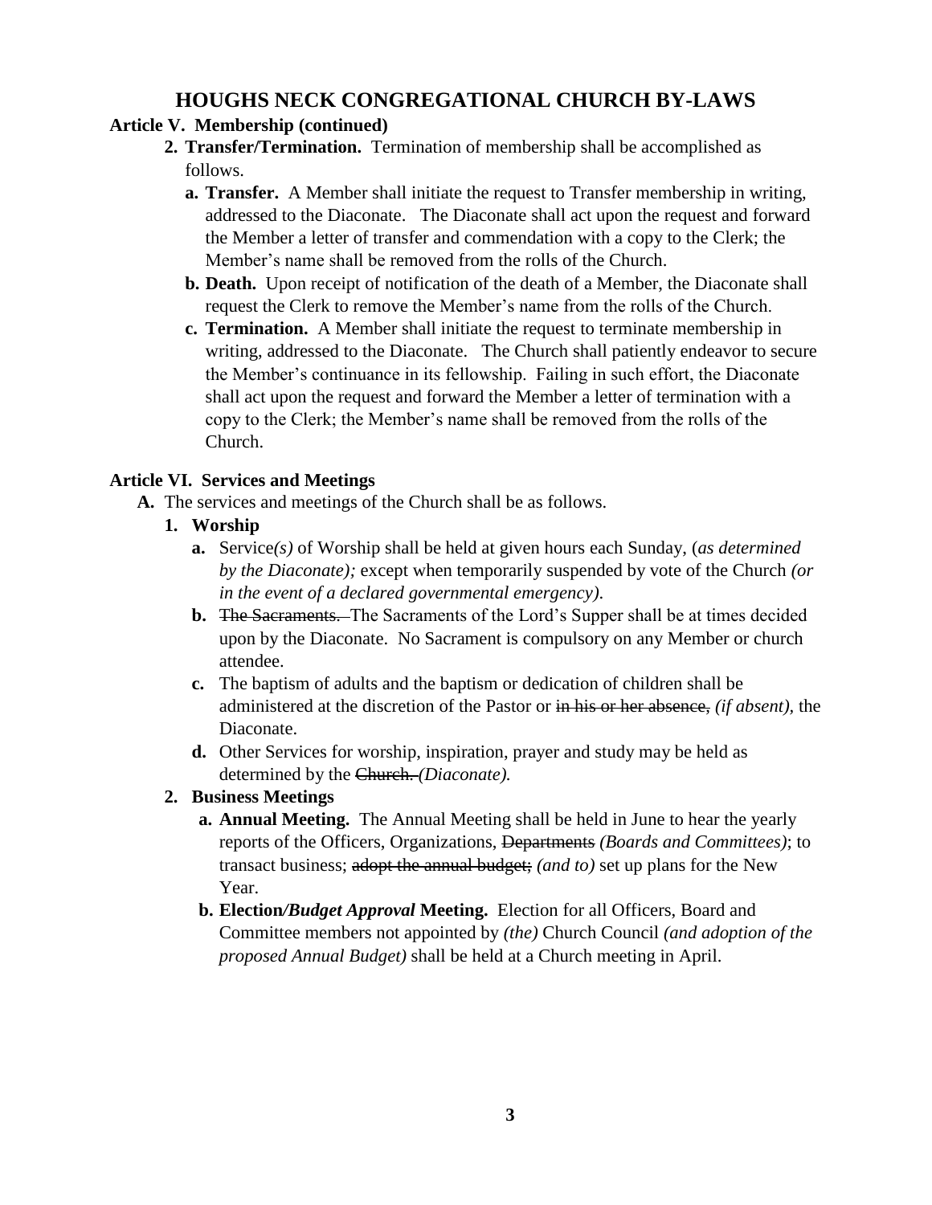# HOUGHS NECK CONGREGATIONAL CHURCH BY-LAWS

**Article V. Membership (continued)**

2. **Transfer/Termination.** Termination of membership shall be accomplished as follows.
   - **a. Transfer.** A Member shall initiate the request to Transfer membership in writing, addressed to the Diaconate. The Diaconate shall act upon the request and forward the Member a letter of transfer and commendation with a copy to the Clerk; the Member's name shall be removed from the rolls of the Church.
   - **b. Death.** Upon receipt of notification of the death of a Member, the Diaconate shall request the Clerk to remove the Member's name from the rolls of the Church.
   - **c. Termination.** A Member shall initiate the request to terminate membership in writing, addressed to the Diaconate. The Church shall patiently endeavor to secure the Member's continuance in its fellowship. Failing in such effort, the Diaconate shall act upon the request and forward the Member a letter of termination with a copy to the Clerk; the Member's name shall be removed from the rolls of the Church.

**Article VI. Services and Meetings**

**A.** The services and meetings of the Church shall be as follows.

1. **Worship**
   - **a.** Service*(s)* of Worship shall be held at given hours each Sunday, (*as determined by the Diaconate);* except when temporarily suspended by vote of the Church *(or in the event of a declared governmental emergency).*
   - **b.** ~~The Sacraments.~~ The Sacraments of the Lord's Supper shall be at times decided upon by the Diaconate. No Sacrament is compulsory on any Member or church attendee.
   - **c.** The baptism of adults and the baptism or dedication of children shall be administered at the discretion of the Pastor or ~~in his or her absence,~~ *(if absent),* the Diaconate.
   - **d.** Other Services for worship, inspiration, prayer and study may be held as determined by the ~~Church.~~ *(Diaconate).*
2. **Business Meetings**
   - **a. Annual Meeting.** The Annual Meeting shall be held in June to hear the yearly reports of the Officers, Organizations, ~~Departments~~ *(Boards and Committees)*; to transact business; ~~adopt the annual budget;~~ *(and to)* set up plans for the New Year.
   - **b. Election*/Budget Approval* Meeting.** Election for all Officers, Board and Committee members not appointed by *(the)* Church Council *(and adoption of the proposed Annual Budget)* shall be held at a Church meeting in April.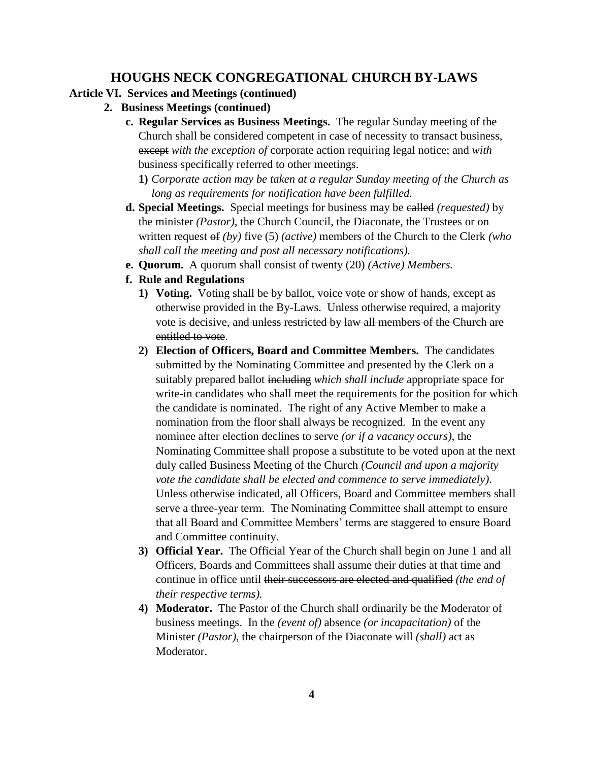## HOUGHS NECK CONGREGATIONAL CHURCH BY-LAWS

**Article VI. Services and Meetings (continued)**

**2. Business Meetings (continued)**

**c. Regular Services as Business Meetings.** The regular Sunday meeting of the Church shall be considered competent in case of necessity to transact business, ~~except~~ *with the exception of* corporate action requiring legal notice; and *with* business specifically referred to other meetings.

**1)** *Corporate action may be taken at a regular Sunday meeting of the Church as long as requirements for notification have been fulfilled.*

**d. Special Meetings.** Special meetings for business may be ~~called~~ *(requested)* by the ~~minister~~ *(Pastor)*, the Church Council, the Diaconate, the Trustees or on written request ~~of~~ *(by)* five (5) *(active)* members of the Church to the Clerk *(who shall call the meeting and post all necessary notifications).*

**e. Quorum.** A quorum shall consist of twenty (20) *(Active) Members.*

**f. Rule and Regulations**

**1) Voting.** Voting shall be by ballot, voice vote or show of hands, except as otherwise provided in the By-Laws. Unless otherwise required, a majority vote is decisive~~, and unless restricted by law all members of the Church are entitled to vote~~.

**2) Election of Officers, Board and Committee Members.** The candidates submitted by the Nominating Committee and presented by the Clerk on a suitably prepared ballot ~~including~~ *which shall include* appropriate space for write-in candidates who shall meet the requirements for the position for which the candidate is nominated. The right of any Active Member to make a nomination from the floor shall always be recognized. In the event any nominee after election declines to serve *(or if a vacancy occurs)*, the Nominating Committee shall propose a substitute to be voted upon at the next duly called Business Meeting of the Church *(Council and upon a majority vote the candidate shall be elected and commence to serve immediately)*. Unless otherwise indicated, all Officers, Board and Committee members shall serve a three-year term. The Nominating Committee shall attempt to ensure that all Board and Committee Members' terms are staggered to ensure Board and Committee continuity.

**3) Official Year.** The Official Year of the Church shall begin on June 1 and all Officers, Boards and Committees shall assume their duties at that time and continue in office until ~~their successors are elected and qualified~~ *(the end of their respective terms).*

**4) Moderator.** The Pastor of the Church shall ordinarily be the Moderator of business meetings. In the *(event of)* absence *(or incapacitation)* of the ~~Minister~~ *(Pastor)*, the chairperson of the Diaconate ~~will~~ *(shall)* act as Moderator.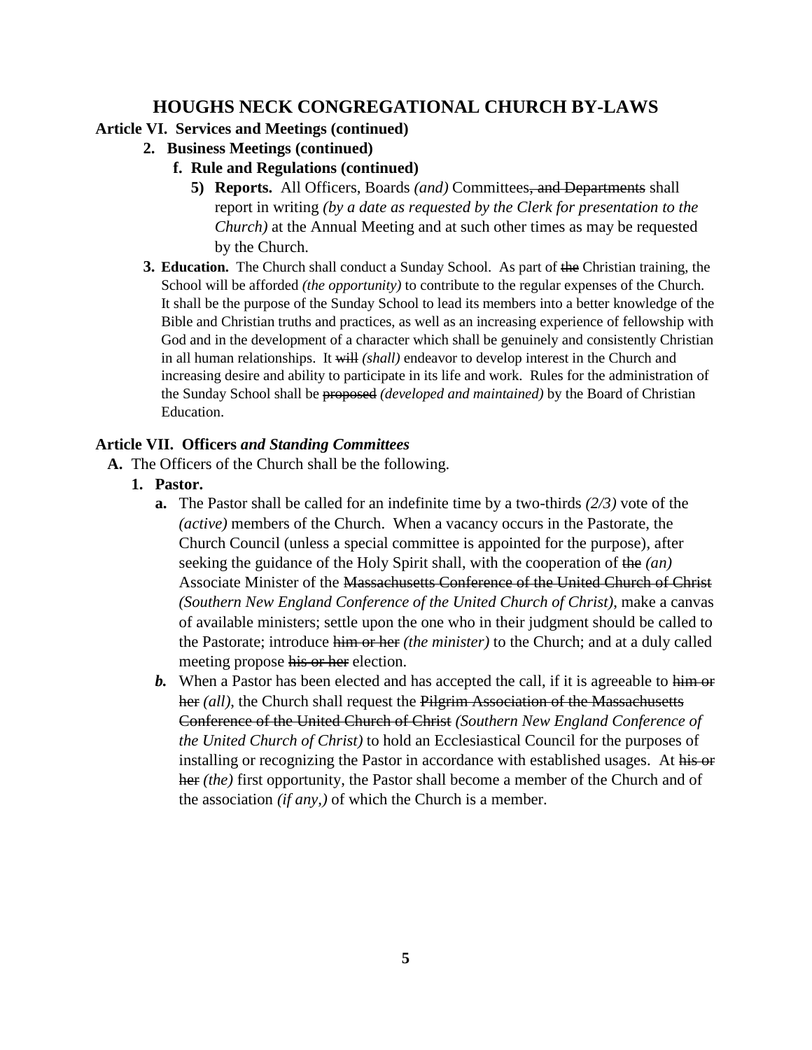# HOUGHS NECK CONGREGATIONAL CHURCH BY-LAWS

**Article VI. Services and Meetings (continued)**

**2. Business Meetings (continued)**

**f. Rule and Regulations (continued)**

**5) Reports.** All Officers, Boards *(and)* Committees~~, and Departments~~ shall report in writing *(by a date as requested by the Clerk for presentation to the Church)* at the Annual Meeting and at such other times as may be requested by the Church.

**3. Education.** The Church shall conduct a Sunday School. As part of ~~the~~ Christian training, the School will be afforded *(the opportunity)* to contribute to the regular expenses of the Church. It shall be the purpose of the Sunday School to lead its members into a better knowledge of the Bible and Christian truths and practices, as well as an increasing experience of fellowship with God and in the development of a character which shall be genuinely and consistently Christian in all human relationships. It ~~will~~ *(shall)* endeavor to develop interest in the Church and increasing desire and ability to participate in its life and work. Rules for the administration of the Sunday School shall be ~~proposed~~ *(developed and maintained)* by the Board of Christian Education.

**Article VII. Officers *and Standing Committees***

**A.** The Officers of the Church shall be the following.

**1. Pastor.**

**a.** The Pastor shall be called for an indefinite time by a two-thirds *(2/3)* vote of the *(active)* members of the Church. When a vacancy occurs in the Pastorate, the Church Council (unless a special committee is appointed for the purpose), after seeking the guidance of the Holy Spirit shall, with the cooperation of ~~the~~ *(an)* Associate Minister of the ~~Massachusetts Conference of the United Church of Christ~~ *(Southern New England Conference of the United Church of Christ)*, make a canvas of available ministers; settle upon the one who in their judgment should be called to the Pastorate; introduce ~~him or her~~ *(the minister)* to the Church; and at a duly called meeting propose ~~his or her~~ election.

***b.*** When a Pastor has been elected and has accepted the call, if it is agreeable to ~~him or her~~ *(all)*, the Church shall request the ~~Pilgrim Association of the Massachusetts Conference of the United Church of Christ~~ *(Southern New England Conference of the United Church of Christ)* to hold an Ecclesiastical Council for the purposes of installing or recognizing the Pastor in accordance with established usages. At ~~his or her~~ *(the)* first opportunity, the Pastor shall become a member of the Church and of the association *(if any,)* of which the Church is a member.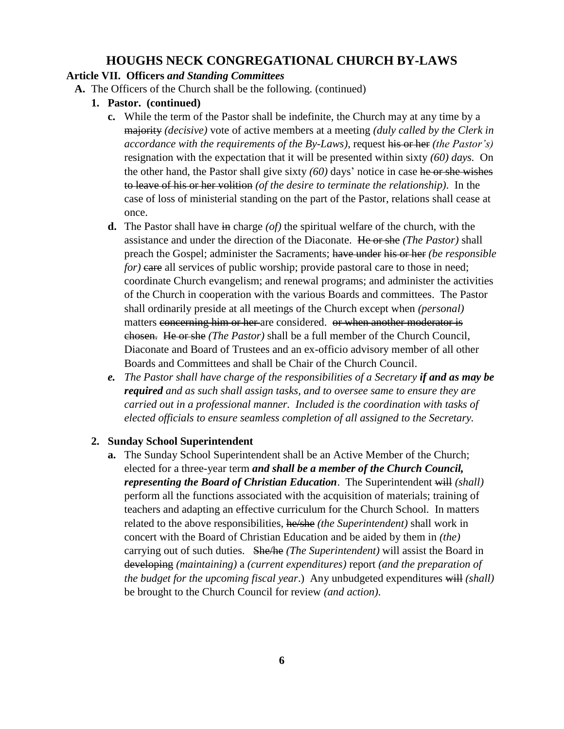# HOUGHS NECK CONGREGATIONAL CHURCH BY-LAWS

**Article VII. Officers *and Standing Committees***

**A.** The Officers of the Church shall be the following. (continued)

**1. Pastor. (continued)**

**c.** While the term of the Pastor shall be indefinite, the Church may at any time by a ~~majority~~ *(decisive)* vote of active members at a meeting *(duly called by the Clerk in accordance with the requirements of the By-Laws)*, request ~~his or her~~ *(the Pastor's)* resignation with the expectation that it will be presented within sixty *(60) days.* On the other hand, the Pastor shall give sixty *(60)* days' notice in case ~~he or she wishes to leave of his or her volition~~ *(of the desire to terminate the relationship)*. In the case of loss of ministerial standing on the part of the Pastor, relations shall cease at once.

**d.** The Pastor shall have ~~in~~ charge *(of)* the spiritual welfare of the church, with the assistance and under the direction of the Diaconate. ~~He or she~~ *(The Pastor)* shall preach the Gospel; administer the Sacraments; ~~have under~~ ~~his or her~~ *(be responsible for)* ~~care~~ all services of public worship; provide pastoral care to those in need; coordinate Church evangelism; and renewal programs; and administer the activities of the Church in cooperation with the various Boards and committees. The Pastor shall ordinarily preside at all meetings of the Church except when *(personal)* matters ~~concerning him or her~~ are considered. ~~or when another moderator is chosen.~~ ~~He or she~~ *(The Pastor)* shall be a full member of the Church Council, Diaconate and Board of Trustees and an ex-officio advisory member of all other Boards and Committees and shall be Chair of the Church Council.

***e.*** *The Pastor shall have charge of the responsibilities of a Secretary* ***if and as may be required*** *and as such shall assign tasks, and to oversee same to ensure they are carried out in a professional manner. Included is the coordination with tasks of elected officials to ensure seamless completion of all assigned to the Secretary.*

**2. Sunday School Superintendent**

**a.** The Sunday School Superintendent shall be an Active Member of the Church; elected for a three-year term ***and shall be a member of the Church Council, representing the Board of Christian Education***. The Superintendent ~~will~~ *(shall)* perform all the functions associated with the acquisition of materials; training of teachers and adapting an effective curriculum for the Church School. In matters related to the above responsibilities, ~~he/she~~ *(the Superintendent)* shall work in concert with the Board of Christian Education and be aided by them in *(the)* carrying out of such duties. ~~She/he~~ *(The Superintendent)* will assist the Board in ~~developing~~ *(maintaining)* a *(current expenditures)* report *(and the preparation of the budget for the upcoming fiscal year*.) Any unbudgeted expenditures ~~will~~ *(shall)* be brought to the Church Council for review *(and action)*.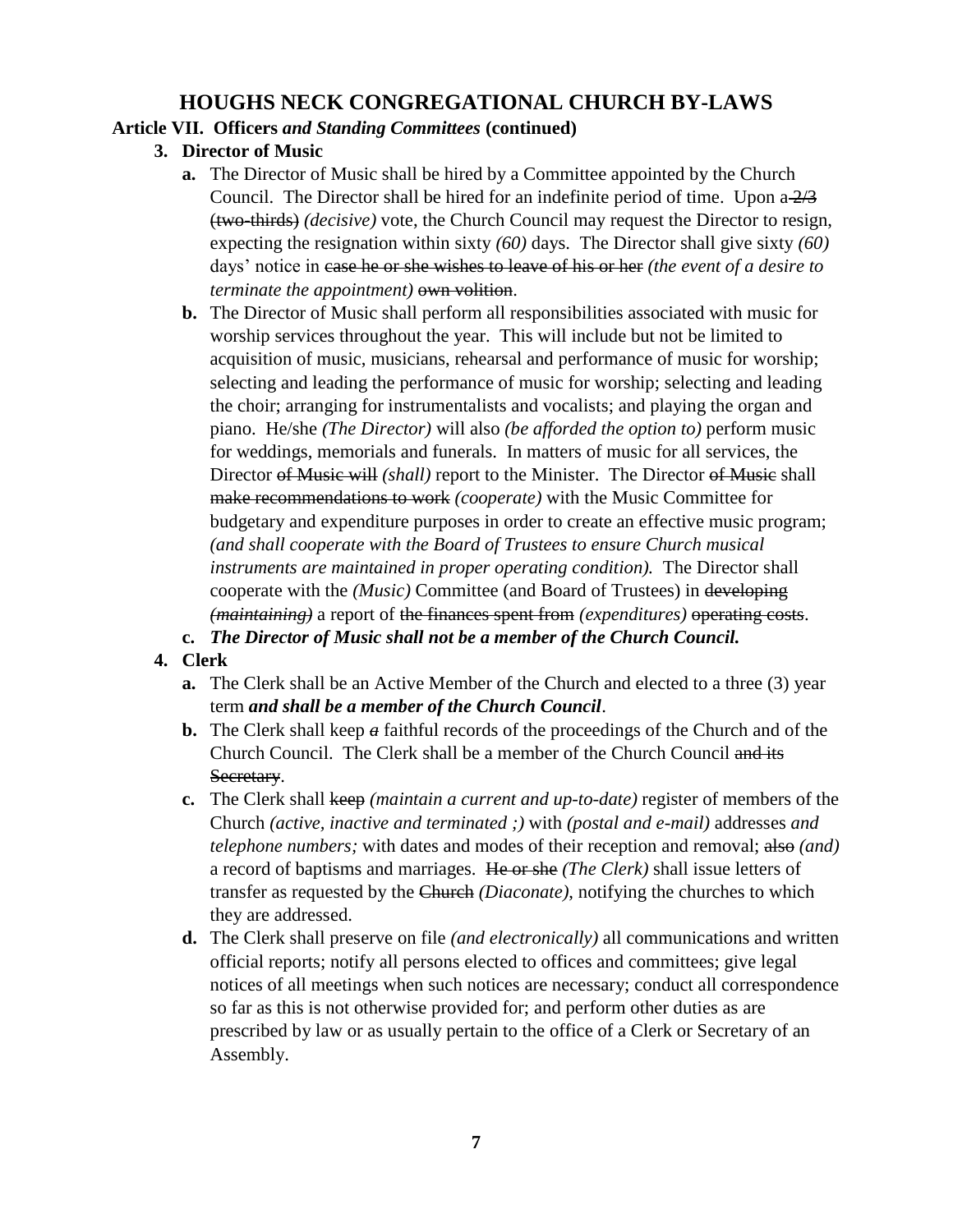# HOUGHS NECK CONGREGATIONAL CHURCH BY-LAWS

**Article VII. Officers *and Standing Committees* (continued)**

**3. Director of Music**

- **a.** The Director of Music shall be hired by a Committee appointed by the Church Council. The Director shall be hired for an indefinite period of time. Upon a ~~2/3 (two-thirds)~~ *(decisive)* vote, the Church Council may request the Director to resign, expecting the resignation within sixty *(60)* days. The Director shall give sixty *(60)* days' notice in ~~case he or she wishes to leave of his or her~~ *(the event of a desire to terminate the appointment)* ~~own volition~~.
- **b.** The Director of Music shall perform all responsibilities associated with music for worship services throughout the year. This will include but not be limited to acquisition of music, musicians, rehearsal and performance of music for worship; selecting and leading the performance of music for worship; selecting and leading the choir; arranging for instrumentalists and vocalists; and playing the organ and piano. He/she *(The Director)* will also *(be afforded the option to)* perform music for weddings, memorials and funerals. In matters of music for all services, the Director ~~of Music will~~ *(shall)* report to the Minister. The Director ~~of Music~~ shall ~~make recommendations to work~~ *(cooperate)* with the Music Committee for budgetary and expenditure purposes in order to create an effective music program; *(and shall cooperate with the Board of Trustees to ensure Church musical instruments are maintained in proper operating condition).* The Director shall cooperate with the *(Music)* Committee (and Board of Trustees) in ~~developing~~ *(maintaining)* a report of ~~the finances spent from~~ *(expenditures)* ~~operating costs~~.
- **c.** ***The Director of Music shall not be a member of the Church Council.***

**4. Clerk**

- **a.** The Clerk shall be an Active Member of the Church and elected to a three (3) year term ***and shall be a member of the Church Council***.
- **b.** The Clerk shall keep ~~*a*~~ faithful records of the proceedings of the Church and of the Church Council. The Clerk shall be a member of the Church Council ~~and its Secretary~~.
- **c.** The Clerk shall ~~keep~~ *(maintain a current and up-to-date)* register of members of the Church *(active, inactive and terminated ;)* with *(postal and e-mail)* addresses *and telephone numbers;* with dates and modes of their reception and removal; ~~also~~ *(and)* a record of baptisms and marriages. ~~He or she~~ *(The Clerk)* shall issue letters of transfer as requested by the ~~Church~~ *(Diaconate)*, notifying the churches to which they are addressed.
- **d.** The Clerk shall preserve on file *(and electronically)* all communications and written official reports; notify all persons elected to offices and committees; give legal notices of all meetings when such notices are necessary; conduct all correspondence so far as this is not otherwise provided for; and perform other duties as are prescribed by law or as usually pertain to the office of a Clerk or Secretary of an Assembly.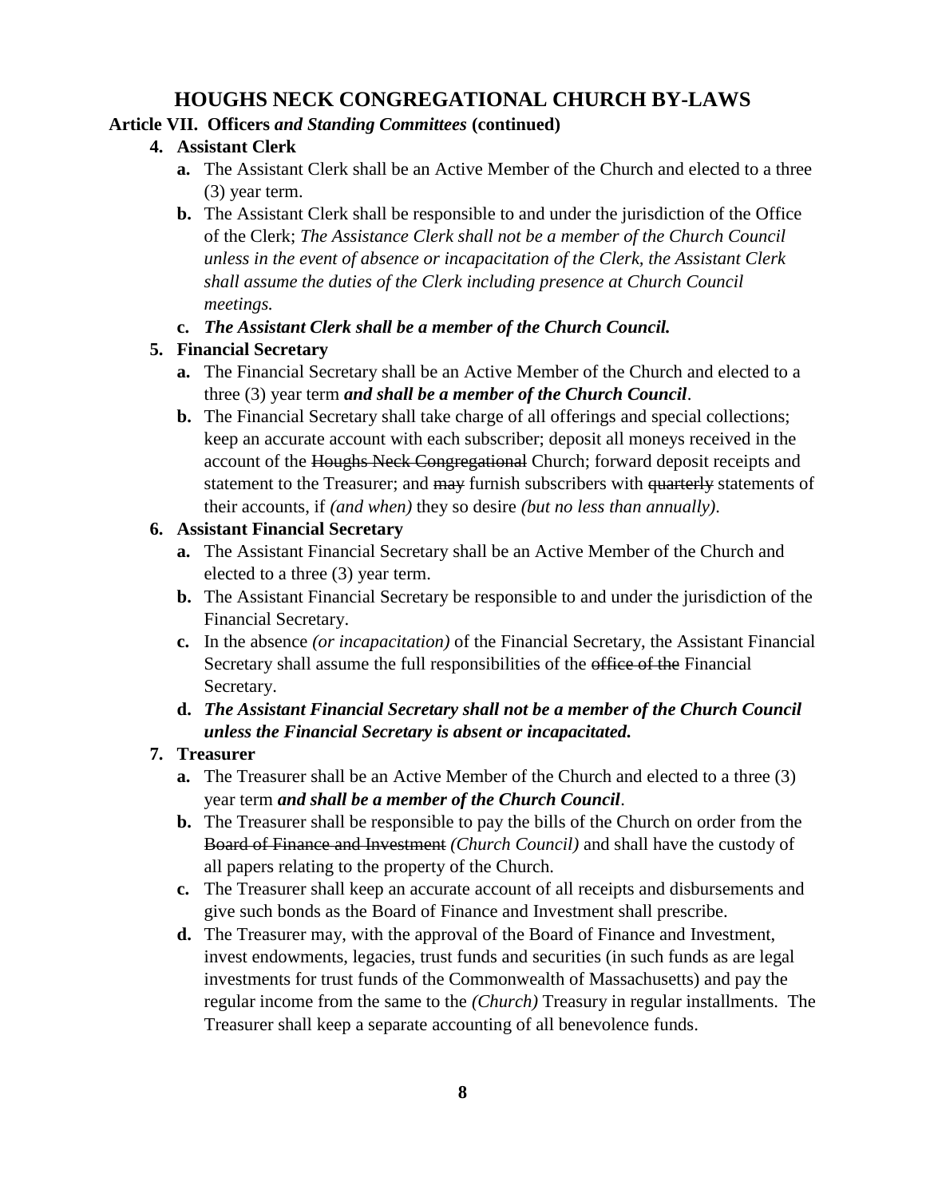# HOUGHS NECK CONGREGATIONAL CHURCH BY-LAWS

**Article VII. Officers *and Standing Committees* (continued)**

4. **Assistant Clerk**
   - **a.** The Assistant Clerk shall be an Active Member of the Church and elected to a three (3) year term.
   - **b.** The Assistant Clerk shall be responsible to and under the jurisdiction of the Office of the Clerk; *The Assistance Clerk shall not be a member of the Church Council unless in the event of absence or incapacitation of the Clerk, the Assistant Clerk shall assume the duties of the Clerk including presence at Church Council meetings.*
   - **c.** ***The Assistant Clerk shall be a member of the Church Council.***
5. **Financial Secretary**
   - **a.** The Financial Secretary shall be an Active Member of the Church and elected to a three (3) year term ***and shall be a member of the Church Council***.
   - **b.** The Financial Secretary shall take charge of all offerings and special collections; keep an accurate account with each subscriber; deposit all moneys received in the account of the ~~Houghs Neck Congregational~~ Church; forward deposit receipts and statement to the Treasurer; and ~~may~~ furnish subscribers with ~~quarterly~~ statements of their accounts, if *(and when)* they so desire *(but no less than annually)*.
6. **Assistant Financial Secretary**
   - **a.** The Assistant Financial Secretary shall be an Active Member of the Church and elected to a three (3) year term.
   - **b.** The Assistant Financial Secretary be responsible to and under the jurisdiction of the Financial Secretary.
   - **c.** In the absence *(or incapacitation)* of the Financial Secretary, the Assistant Financial Secretary shall assume the full responsibilities of the ~~office of the~~ Financial Secretary.
   - **d.** ***The Assistant Financial Secretary shall not be a member of the Church Council unless the Financial Secretary is absent or incapacitated.***
7. **Treasurer**
   - **a.** The Treasurer shall be an Active Member of the Church and elected to a three (3) year term ***and shall be a member of the Church Council***.
   - **b.** The Treasurer shall be responsible to pay the bills of the Church on order from the ~~Board of Finance and Investment~~ *(Church Council)* and shall have the custody of all papers relating to the property of the Church.
   - **c.** The Treasurer shall keep an accurate account of all receipts and disbursements and give such bonds as the Board of Finance and Investment shall prescribe.
   - **d.** The Treasurer may, with the approval of the Board of Finance and Investment, invest endowments, legacies, trust funds and securities (in such funds as are legal investments for trust funds of the Commonwealth of Massachusetts) and pay the regular income from the same to the *(Church)* Treasury in regular installments. The Treasurer shall keep a separate accounting of all benevolence funds.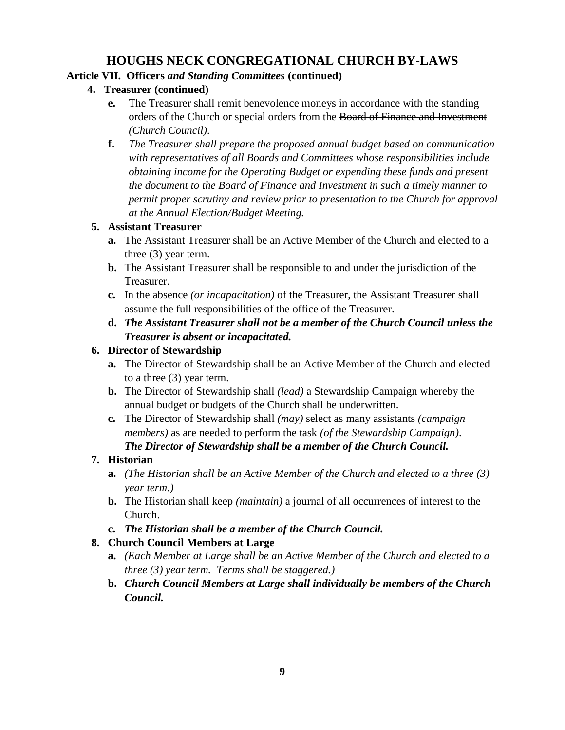# HOUGHS NECK CONGREGATIONAL CHURCH BY-LAWS

**Article VII. Officers *and Standing Committees* (continued)**

4. **Treasurer (continued)**
   - **e.** The Treasurer shall remit benevolence moneys in accordance with the standing orders of the Church or special orders from the ~~Board of Finance and Investment~~ *(Church Council)*.
   - **f.** *The Treasurer shall prepare the proposed annual budget based on communication with representatives of all Boards and Committees whose responsibilities include obtaining income for the Operating Budget or expending these funds and present the document to the Board of Finance and Investment in such a timely manner to permit proper scrutiny and review prior to presentation to the Church for approval at the Annual Election/Budget Meeting.*

5. **Assistant Treasurer**
   - **a.** The Assistant Treasurer shall be an Active Member of the Church and elected to a three (3) year term.
   - **b.** The Assistant Treasurer shall be responsible to and under the jurisdiction of the Treasurer.
   - **c.** In the absence *(or incapacitation)* of the Treasurer, the Assistant Treasurer shall assume the full responsibilities of the ~~office of the~~ Treasurer.
   - **d.** ***The Assistant Treasurer shall not be a member of the Church Council unless the Treasurer is absent or incapacitated.***

6. **Director of Stewardship**
   - **a.** The Director of Stewardship shall be an Active Member of the Church and elected to a three (3) year term.
   - **b.** The Director of Stewardship shall *(lead)* a Stewardship Campaign whereby the annual budget or budgets of the Church shall be underwritten.
   - **c.** The Director of Stewardship ~~shall~~ *(may)* select as many ~~assistants~~ *(campaign members)* as are needed to perform the task *(of the Stewardship Campaign)*. ***The Director of Stewardship shall be a member of the Church Council.***

7. **Historian**
   - **a.** *(The Historian shall be an Active Member of the Church and elected to a three (3) year term.)*
   - **b.** The Historian shall keep *(maintain)* a journal of all occurrences of interest to the Church.
   - **c.** ***The Historian shall be a member of the Church Council.***

8. **Church Council Members at Large**
   - **a.** *(Each Member at Large shall be an Active Member of the Church and elected to a three (3) year term. Terms shall be staggered.)*
   - **b.** ***Church Council Members at Large shall individually be members of the Church Council.***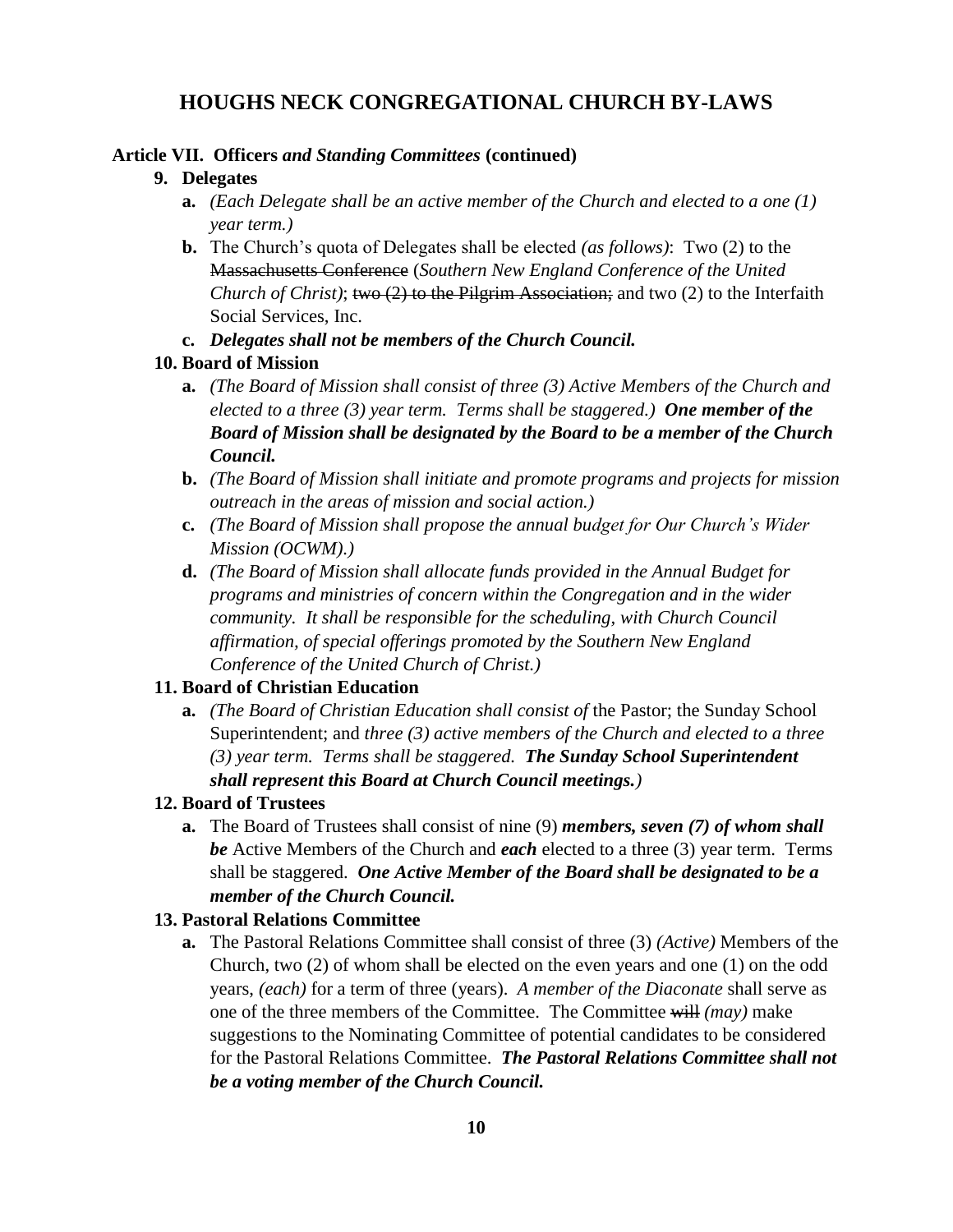# HOUGHS NECK CONGREGATIONAL CHURCH BY-LAWS

**Article VII. Officers *and Standing Committees* (continued)**

**9. Delegates**

**a.** *(Each Delegate shall be an active member of the Church and elected to a one (1) year term.)*

**b.** The Church's quota of Delegates shall be elected *(as follows)*: Two (2) to the ~~Massachusetts Conference~~ (*Southern New England Conference of the United Church of Christ)*; ~~two (2) to the Pilgrim Association;~~ and two (2) to the Interfaith Social Services, Inc.

**c.** ***Delegates shall not be members of the Church Council.***

**10. Board of Mission**

**a.** *(The Board of Mission shall consist of three (3) Active Members of the Church and elected to a three (3) year term. Terms shall be staggered.)* ***One member of the Board of Mission shall be designated by the Board to be a member of the Church Council.***

**b.** *(The Board of Mission shall initiate and promote programs and projects for mission outreach in the areas of mission and social action.)*

**c.** *(The Board of Mission shall propose the annual budget for Our Church's Wider Mission (OCWM).)*

**d.** *(The Board of Mission shall allocate funds provided in the Annual Budget for programs and ministries of concern within the Congregation and in the wider community. It shall be responsible for the scheduling, with Church Council affirmation, of special offerings promoted by the Southern New England Conference of the United Church of Christ.)*

**11. Board of Christian Education**

**a.** *(The Board of Christian Education shall consist of* the Pastor; the Sunday School Superintendent; and *three (3) active members of the Church and elected to a three (3) year term. Terms shall be staggered.* ***The Sunday School Superintendent shall represent this Board at Church Council meetings.****)*

**12. Board of Trustees**

**a.** The Board of Trustees shall consist of nine (9) ***members, seven (7) of whom shall be*** Active Members of the Church and ***each*** elected to a three (3) year term. Terms shall be staggered. ***One Active Member of the Board shall be designated to be a member of the Church Council.***

**13. Pastoral Relations Committee**

**a.** The Pastoral Relations Committee shall consist of three (3) *(Active)* Members of the Church, two (2) of whom shall be elected on the even years and one (1) on the odd years, *(each)* for a term of three (years). *A member of the Diaconate* shall serve as one of the three members of the Committee. The Committee ~~will~~ *(may)* make suggestions to the Nominating Committee of potential candidates to be considered for the Pastoral Relations Committee. ***The Pastoral Relations Committee shall not be a voting member of the Church Council.***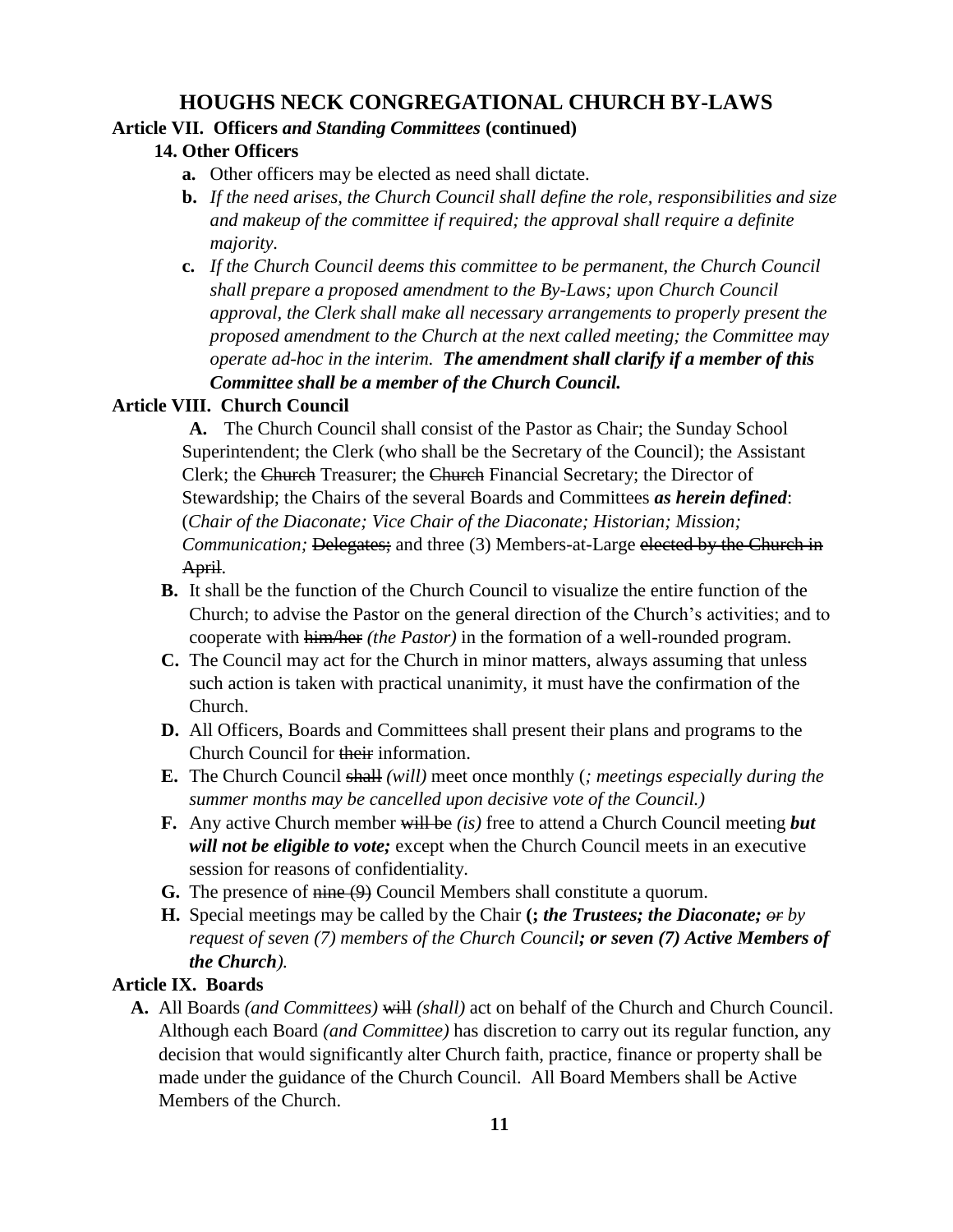# HOUGHS NECK CONGREGATIONAL CHURCH BY-LAWS

**Article VII. Officers *and Standing Committees* (continued)**

**14. Other Officers**

- **a.** Other officers may be elected as need shall dictate.
- **b.** *If the need arises, the Church Council shall define the role, responsibilities and size and makeup of the committee if required; the approval shall require a definite majority.*
- **c.** *If the Church Council deems this committee to be permanent, the Church Council shall prepare a proposed amendment to the By-Laws; upon Church Council approval, the Clerk shall make all necessary arrangements to properly present the proposed amendment to the Church at the next called meeting; the Committee may operate ad-hoc in the interim.* ***The amendment shall clarify if a member of this Committee shall be a member of the Church Council.***

**Article VIII. Church Council**

- **A.** The Church Council shall consist of the Pastor as Chair; the Sunday School Superintendent; the Clerk (who shall be the Secretary of the Council); the Assistant Clerk; the ~~Church~~ Treasurer; the ~~Church~~ Financial Secretary; the Director of Stewardship; the Chairs of the several Boards and Committees ***as herein defined***: (*Chair of the Diaconate; Vice Chair of the Diaconate; Historian; Mission; Communication;* ~~Delegates;~~ and three (3) Members-at-Large ~~elected by the Church in April~~.
- **B.** It shall be the function of the Church Council to visualize the entire function of the Church; to advise the Pastor on the general direction of the Church's activities; and to cooperate with ~~him/her~~ *(the Pastor)* in the formation of a well-rounded program.
- **C.** The Council may act for the Church in minor matters, always assuming that unless such action is taken with practical unanimity, it must have the confirmation of the Church.
- **D.** All Officers, Boards and Committees shall present their plans and programs to the Church Council for ~~their~~ information.
- **E.** The Church Council ~~shall~~ *(will)* meet once monthly (*; meetings especially during the summer months may be cancelled upon decisive vote of the Council.)*
- **F.** Any active Church member ~~will be~~ *(is)* free to attend a Church Council meeting ***but will not be eligible to vote;*** except when the Church Council meets in an executive session for reasons of confidentiality.
- **G.** The presence of ~~nine (9)~~ Council Members shall constitute a quorum.
- **H.** Special meetings may be called by the Chair **(;** ***the Trustees; the Diaconate;*** ~~*or*~~ *by request of seven (7) members of the Church Council****; or seven (7) Active Members of the Church****).*

**Article IX. Boards**

- **A.** All Boards *(and Committees)* ~~will~~ *(shall)* act on behalf of the Church and Church Council. Although each Board *(and Committee)* has discretion to carry out its regular function, any decision that would significantly alter Church faith, practice, finance or property shall be made under the guidance of the Church Council. All Board Members shall be Active Members of the Church.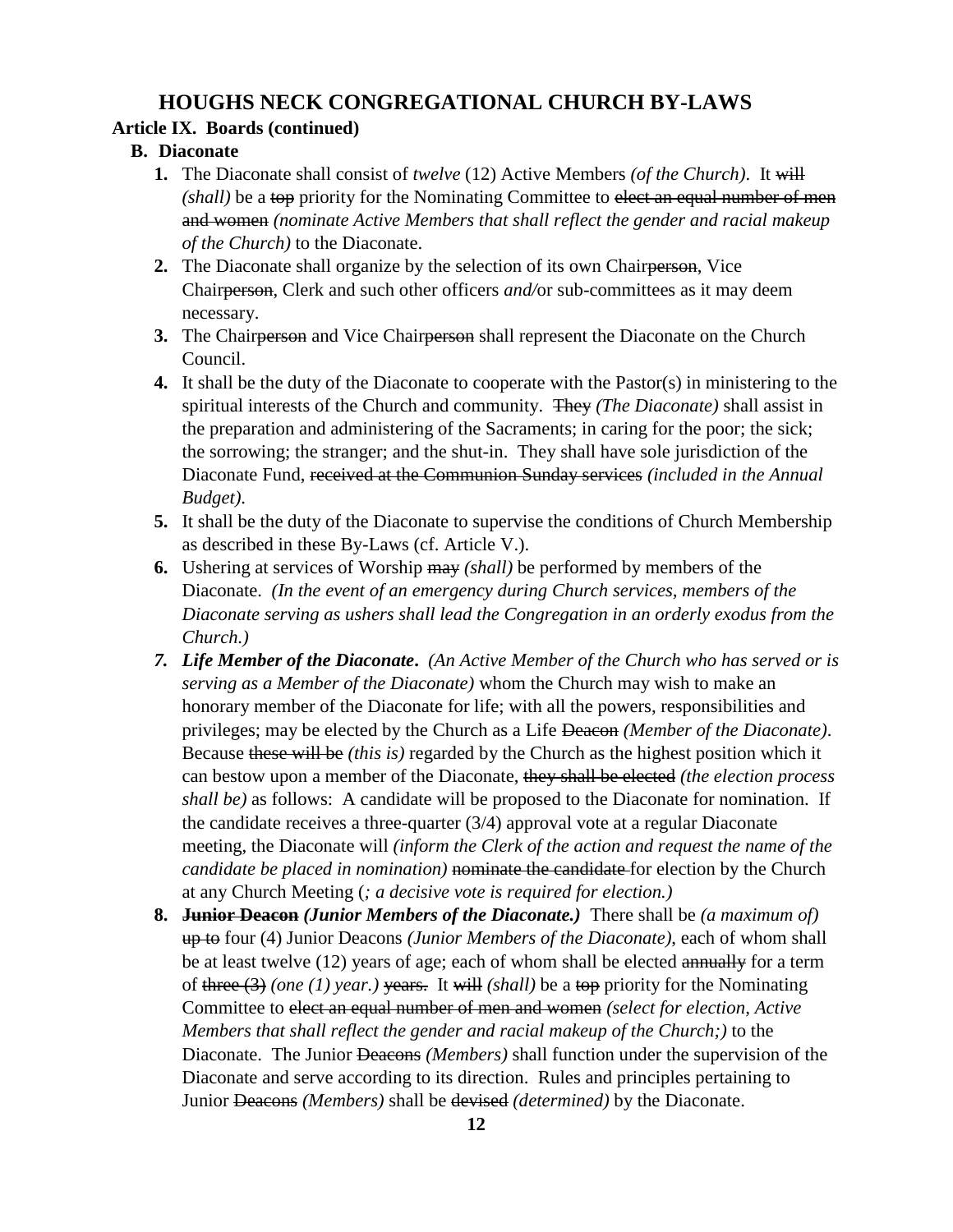# HOUGHS NECK CONGREGATIONAL CHURCH BY-LAWS

**Article IX. Boards (continued)**

**B. Diaconate**

1. The Diaconate shall consist of *twelve* (12) Active Members *(of the Church)*. It ~~will~~ *(shall)* be a ~~top~~ priority for the Nominating Committee to ~~elect an equal number of men and women~~ *(nominate Active Members that shall reflect the gender and racial makeup of the Church)* to the Diaconate.
2. The Diaconate shall organize by the selection of its own Chair~~person~~, Vice Chair~~person~~, Clerk and such other officers *and/*or sub-committees as it may deem necessary.
3. The Chair~~person~~ and Vice Chair~~person~~ shall represent the Diaconate on the Church Council.
4. It shall be the duty of the Diaconate to cooperate with the Pastor(s) in ministering to the spiritual interests of the Church and community. ~~They~~ *(The Diaconate)* shall assist in the preparation and administering of the Sacraments; in caring for the poor; the sick; the sorrowing; the stranger; and the shut-in. They shall have sole jurisdiction of the Diaconate Fund, ~~received at the Communion Sunday services~~ *(included in the Annual Budget)*.
5. It shall be the duty of the Diaconate to supervise the conditions of Church Membership as described in these By-Laws (cf. Article V.).
6. Ushering at services of Worship ~~may~~ *(shall)* be performed by members of the Diaconate. *(In the event of an emergency during Church services, members of the Diaconate serving as ushers shall lead the Congregation in an orderly exodus from the Church.)*
7. ***Life Member of the Diaconate***. *(An Active Member of the Church who has served or is serving as a Member of the Diaconate)* whom the Church may wish to make an honorary member of the Diaconate for life; with all the powers, responsibilities and privileges; may be elected by the Church as a Life ~~Deacon~~ *(Member of the Diaconate)*. Because ~~these will be~~ *(this is)* regarded by the Church as the highest position which it can bestow upon a member of the Diaconate, ~~they shall be elected~~ *(the election process shall be)* as follows: A candidate will be proposed to the Diaconate for nomination. If the candidate receives a three-quarter (3/4) approval vote at a regular Diaconate meeting, the Diaconate will *(inform the Clerk of the action and request the name of the candidate be placed in nomination)* ~~nominate the candidate~~ for election by the Church at any Church Meeting (*; a decisive vote is required for election.)*
8. ~~**Junior Deacon**~~ ***(Junior Members of the Diaconate.)*** There shall be *(a maximum of)* ~~up to~~ four (4) Junior Deacons *(Junior Members of the Diaconate)*, each of whom shall be at least twelve (12) years of age; each of whom shall be elected ~~annually~~ for a term of ~~three (3)~~ *(one (1) year.)* ~~years.~~ It ~~will~~ *(shall)* be a ~~top~~ priority for the Nominating Committee to ~~elect an equal number of men and women~~ *(select for election, Active Members that shall reflect the gender and racial makeup of the Church;)* to the Diaconate. The Junior ~~Deacons~~ *(Members)* shall function under the supervision of the Diaconate and serve according to its direction. Rules and principles pertaining to Junior ~~Deacons~~ *(Members)* shall be ~~devised~~ *(determined)* by the Diaconate.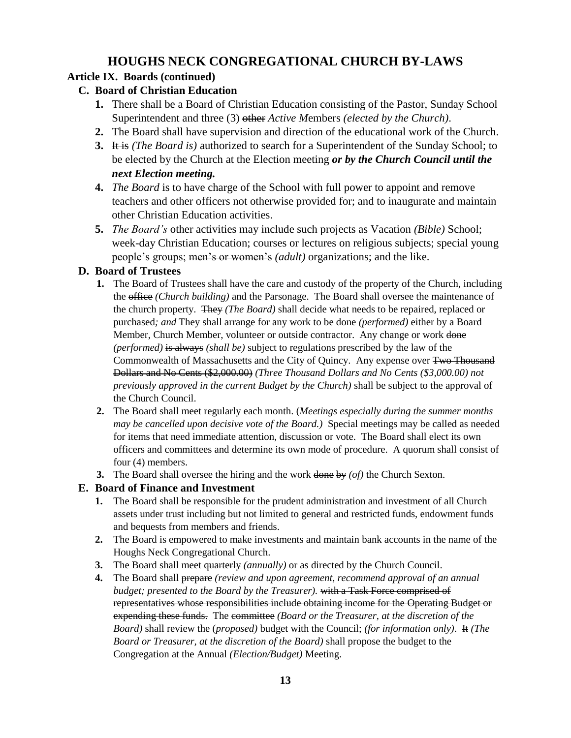# HOUGHS NECK CONGREGATIONAL CHURCH BY-LAWS

**Article IX. Boards (continued)**

**C. Board of Christian Education**

1. There shall be a Board of Christian Education consisting of the Pastor, Sunday School Superintendent and three (3) ~~other~~ *Active Members (elected by the Church)*.
2. The Board shall have supervision and direction of the educational work of the Church.
3. ~~It is~~ *(The Board is)* authorized to search for a Superintendent of the Sunday School; to be elected by the Church at the Election meeting ***or by the Church Council until the next Election meeting.***
4. *The Board* is to have charge of the School with full power to appoint and remove teachers and other officers not otherwise provided for; and to inaugurate and maintain other Christian Education activities.
5. *The Board's* other activities may include such projects as Vacation *(Bible)* School; week-day Christian Education; courses or lectures on religious subjects; special young people's groups; ~~men's or women's~~ *(adult)* organizations; and the like.

**D. Board of Trustees**

1. The Board of Trustees shall have the care and custody of the property of the Church, including the ~~office~~ *(Church building)* and the Parsonage. The Board shall oversee the maintenance of the church property. ~~They~~ *(The Board)* shall decide what needs to be repaired, replaced or purchased*; and* ~~They~~ shall arrange for any work to be ~~done~~ *(performed)* either by a Board Member, Church Member, volunteer or outside contractor. Any change or work ~~done~~ *(performed)* ~~is always~~ *(shall be)* subject to regulations prescribed by the law of the Commonwealth of Massachusetts and the City of Quincy. Any expense over ~~Two Thousand Dollars and No Cents ($2,000.00)~~ *(Three Thousand Dollars and No Cents ($3,000.00) not previously approved in the current Budget by the Church)* shall be subject to the approval of the Church Council.
2. The Board shall meet regularly each month. (*Meetings especially during the summer months may be cancelled upon decisive vote of the Board.)* Special meetings may be called as needed for items that need immediate attention, discussion or vote. The Board shall elect its own officers and committees and determine its own mode of procedure. A quorum shall consist of four (4) members.
3. The Board shall oversee the hiring and the work ~~done by~~ *(of)* the Church Sexton.

**E. Board of Finance and Investment**

1. The Board shall be responsible for the prudent administration and investment of all Church assets under trust including but not limited to general and restricted funds, endowment funds and bequests from members and friends.
2. The Board is empowered to make investments and maintain bank accounts in the name of the Houghs Neck Congregational Church.
3. The Board shall meet ~~quarterly~~ *(annually)* or as directed by the Church Council.
4. The Board shall ~~prepare~~ *(review and upon agreement, recommend approval of an annual budget; presented to the Board by the Treasurer).* ~~with a Task Force comprised of representatives whose responsibilities include obtaining income for the Operating Budget or expending these funds.~~ The ~~committee~~ *(Board or the Treasurer, at the discretion of the Board)* shall review the (*proposed)* budget with the Council; *(for information only)*. ~~It~~ *(The Board or Treasurer, at the discretion of the Board)* shall propose the budget to the Congregation at the Annual *(Election/Budget)* Meeting.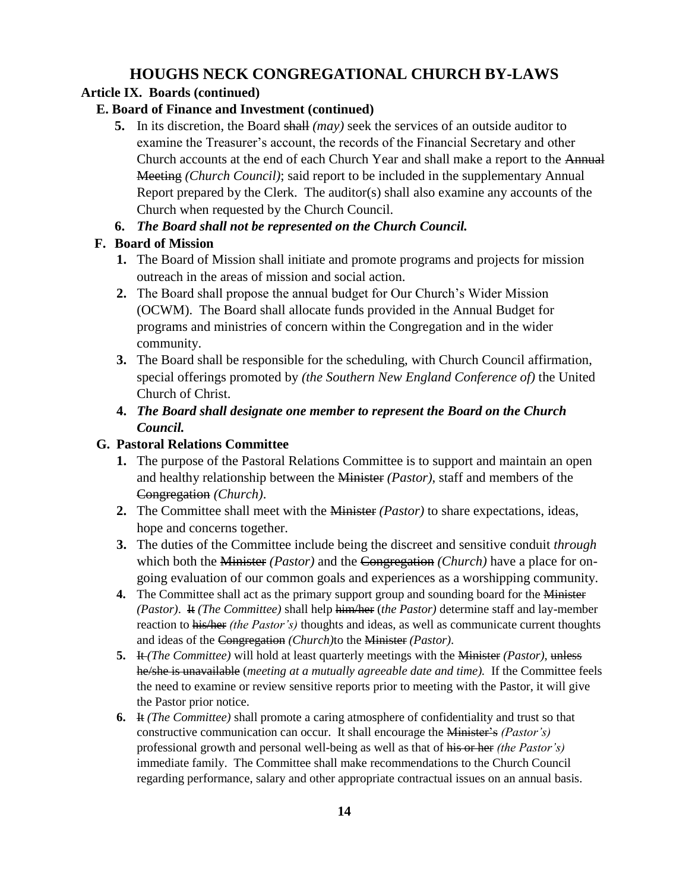# HOUGHS NECK CONGREGATIONAL CHURCH BY-LAWS

**Article IX. Boards (continued)**

**E. Board of Finance and Investment (continued)**

5. In its discretion, the Board ~~shall~~ *(may)* seek the services of an outside auditor to examine the Treasurer's account, the records of the Financial Secretary and other Church accounts at the end of each Church Year and shall make a report to the ~~Annual Meeting~~ *(Church Council)*; said report to be included in the supplementary Annual Report prepared by the Clerk. The auditor(s) shall also examine any accounts of the Church when requested by the Church Council.
6. ***The Board shall not be represented on the Church Council.***

**F. Board of Mission**

1. The Board of Mission shall initiate and promote programs and projects for mission outreach in the areas of mission and social action.
2. The Board shall propose the annual budget for Our Church's Wider Mission (OCWM). The Board shall allocate funds provided in the Annual Budget for programs and ministries of concern within the Congregation and in the wider community.
3. The Board shall be responsible for the scheduling, with Church Council affirmation, special offerings promoted by *(the Southern New England Conference of)* the United Church of Christ.
4. ***The Board shall designate one member to represent the Board on the Church Council.***

**G. Pastoral Relations Committee**

1. The purpose of the Pastoral Relations Committee is to support and maintain an open and healthy relationship between the ~~Minister~~ *(Pastor)*, staff and members of the ~~Congregation~~ *(Church)*.
2. The Committee shall meet with the ~~Minister~~ *(Pastor)* to share expectations, ideas, hope and concerns together.
3. The duties of the Committee include being the discreet and sensitive conduit *through* which both the ~~Minister~~ *(Pastor)* and the ~~Congregation~~ *(Church)* have a place for on-going evaluation of our common goals and experiences as a worshipping community.
4. The Committee shall act as the primary support group and sounding board for the ~~Minister~~ *(Pastor)*. ~~It~~ *(The Committee)* shall help ~~him/her~~ (*the Pastor)* determine staff and lay-member reaction to ~~his/her~~ *(the Pastor's)* thoughts and ideas, as well as communicate current thoughts and ideas of the ~~Congregation~~ *(Church)*to the ~~Minister~~ *(Pastor)*.
5. ~~It~~ *(The Committee)* will hold at least quarterly meetings with the ~~Minister~~ *(Pastor)*, ~~unless he/she is unavailable~~ (*meeting at a mutually agreeable date and time).* If the Committee feels the need to examine or review sensitive reports prior to meeting with the Pastor, it will give the Pastor prior notice.
6. ~~It~~ *(The Committee)* shall promote a caring atmosphere of confidentiality and trust so that constructive communication can occur. It shall encourage the ~~Minister's~~ *(Pastor's)* professional growth and personal well-being as well as that of ~~his or her~~ *(the Pastor's)* immediate family. The Committee shall make recommendations to the Church Council regarding performance, salary and other appropriate contractual issues on an annual basis.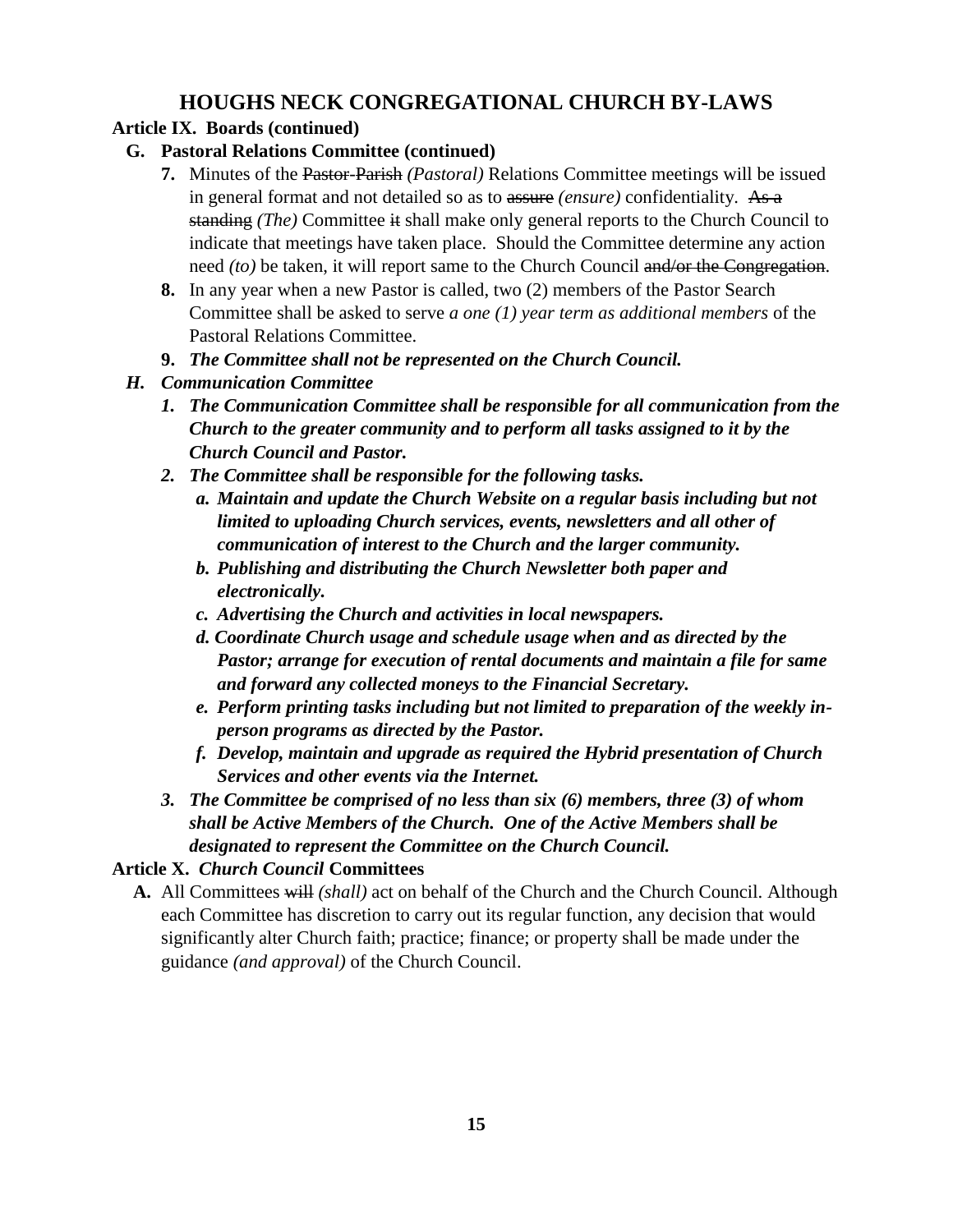# HOUGHS NECK CONGREGATIONAL CHURCH BY-LAWS

**Article IX. Boards (continued)**

**G. Pastoral Relations Committee (continued)**

**7.** Minutes of the ~~Pastor-Parish~~ *(Pastoral)* Relations Committee meetings will be issued in general format and not detailed so as to ~~assure~~ *(ensure)* confidentiality. ~~As a standing~~ *(The)* Committee ~~it~~ shall make only general reports to the Church Council to indicate that meetings have taken place. Should the Committee determine any action need *(to)* be taken, it will report same to the Church Council ~~and/or the Congregation~~.

**8.** In any year when a new Pastor is called, two (2) members of the Pastor Search Committee shall be asked to serve *a one (1) year term as additional members* of the Pastoral Relations Committee.

**9.** ***The Committee shall not be represented on the Church Council.***

***H. Communication Committee***

***1. The Communication Committee shall be responsible for all communication from the Church to the greater community and to perform all tasks assigned to it by the Church Council and Pastor.***

***2. The Committee shall be responsible for the following tasks.***

***a. Maintain and update the Church Website on a regular basis including but not limited to uploading Church services, events, newsletters and all other of communication of interest to the Church and the larger community.***

***b. Publishing and distributing the Church Newsletter both paper and electronically.***

***c. Advertising the Church and activities in local newspapers.***

***d. Coordinate Church usage and schedule usage when and as directed by the Pastor; arrange for execution of rental documents and maintain a file for same and forward any collected moneys to the Financial Secretary.***

***e. Perform printing tasks including but not limited to preparation of the weekly in-person programs as directed by the Pastor.***

***f. Develop, maintain and upgrade as required the Hybrid presentation of Church Services and other events via the Internet.***

***3. The Committee be comprised of no less than six (6) members, three (3) of whom shall be Active Members of the Church. One of the Active Members shall be designated to represent the Committee on the Church Council.***

**Article X.** ***Church Council*** **Committees**

**A.** All Committees ~~will~~ *(shall)* act on behalf of the Church and the Church Council. Although each Committee has discretion to carry out its regular function, any decision that would significantly alter Church faith; practice; finance; or property shall be made under the guidance *(and approval)* of the Church Council.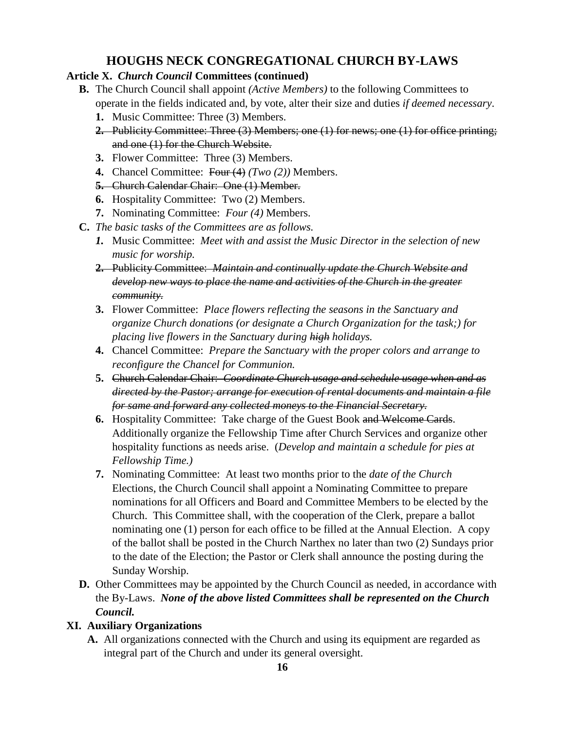# HOUGHS NECK CONGREGATIONAL CHURCH BY-LAWS

**Article X.** ***Church Council*** **Committees (continued)**

- **B.** The Church Council shall appoint *(Active Members)* to the following Committees to operate in the fields indicated and, by vote, alter their size and duties *if deemed necessary*.
  1. Music Committee: Three (3) Members.
  2. ~~Publicity Committee: Three (3) Members; one (1) for news; one (1) for office printing; and one (1) for the Church Website.~~
  3. Flower Committee: Three (3) Members.
  4. Chancel Committee: ~~Four (4)~~ *(Two (2))* Members.
  5. ~~Church Calendar Chair: One (1) Member.~~
  6. Hospitality Committee: Two (2) Members.
  7. Nominating Committee: *Four (4)* Members.
- **C.** *The basic tasks of the Committees are as follows.*
  1. Music Committee: *Meet with and assist the Music Director in the selection of new music for worship.*
  2. ~~Publicity Committee: *Maintain and continually update the Church Website and develop new ways to place the name and activities of the Church in the greater community.*~~
  3. Flower Committee: *Place flowers reflecting the seasons in the Sanctuary and organize Church donations (or designate a Church Organization for the task;) for placing live flowers in the Sanctuary during ~~high~~ holidays.*
  4. Chancel Committee: *Prepare the Sanctuary with the proper colors and arrange to reconfigure the Chancel for Communion.*
  5. ~~Church Calendar Chair: *Coordinate Church usage and schedule usage when and as directed by the Pastor; arrange for execution of rental documents and maintain a file for same and forward any collected moneys to the Financial Secretary.*~~
  6. Hospitality Committee: Take charge of the Guest Book ~~and Welcome Cards~~. Additionally organize the Fellowship Time after Church Services and organize other hospitality functions as needs arise. (*Develop and maintain a schedule for pies at Fellowship Time.)*
  7. Nominating Committee: At least two months prior to the *date of the Church* Elections, the Church Council shall appoint a Nominating Committee to prepare nominations for all Officers and Board and Committee Members to be elected by the Church. This Committee shall, with the cooperation of the Clerk, prepare a ballot nominating one (1) person for each office to be filled at the Annual Election. A copy of the ballot shall be posted in the Church Narthex no later than two (2) Sundays prior to the date of the Election; the Pastor or Clerk shall announce the posting during the Sunday Worship.
- **D.** Other Committees may be appointed by the Church Council as needed, in accordance with the By-Laws. ***None of the above listed Committees shall be represented on the Church Council.***

**XI. Auxiliary Organizations**

- **A.** All organizations connected with the Church and using its equipment are regarded as integral part of the Church and under its general oversight.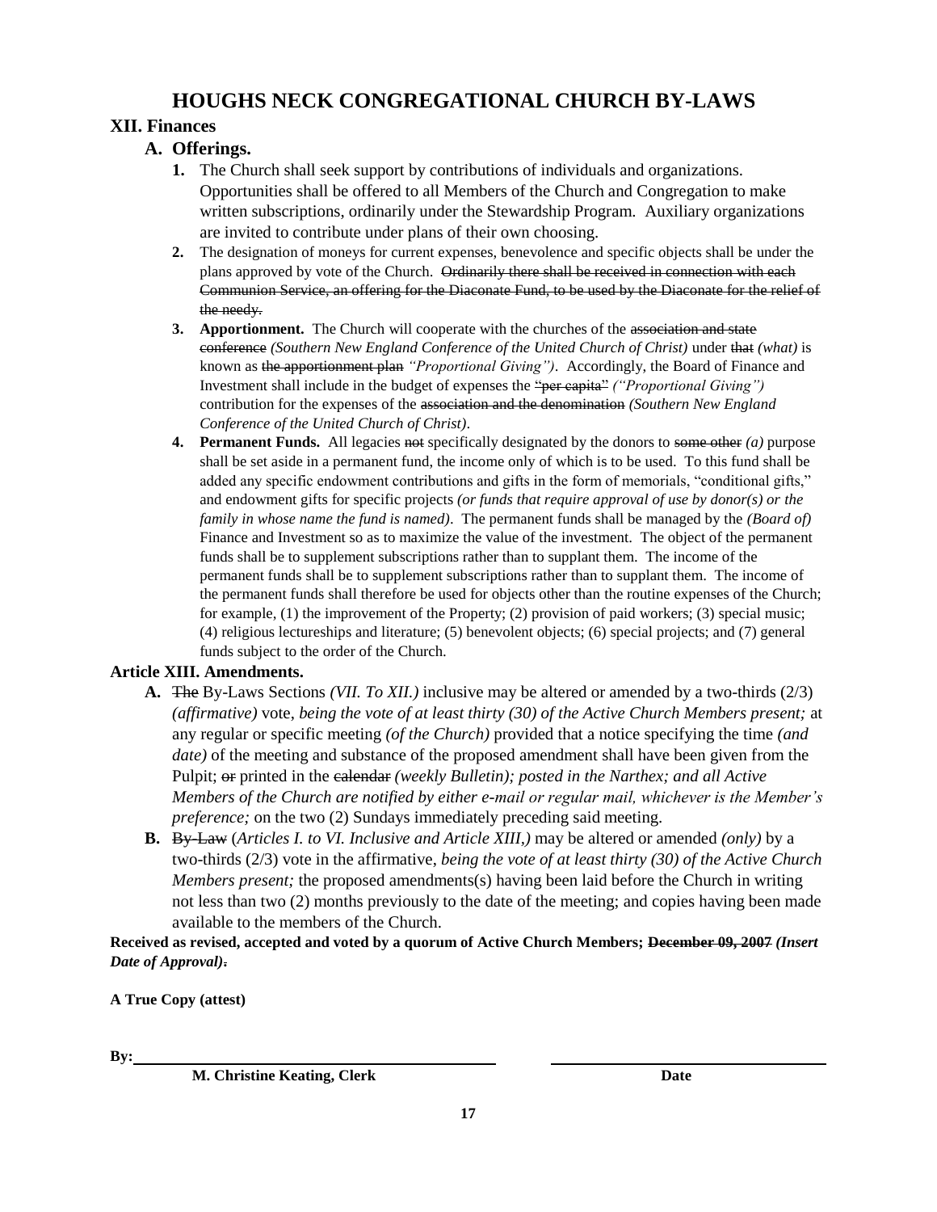# HOUGHS NECK CONGREGATIONAL CHURCH BY-LAWS

## XII. Finances

### A. Offerings.

1. The Church shall seek support by contributions of individuals and organizations. Opportunities shall be offered to all Members of the Church and Congregation to make written subscriptions, ordinarily under the Stewardship Program. Auxiliary organizations are invited to contribute under plans of their own choosing.
2. The designation of moneys for current expenses, benevolence and specific objects shall be under the plans approved by vote of the Church. ~~Ordinarily there shall be received in connection with each Communion Service, an offering for the Diaconate Fund, to be used by the Diaconate for the relief of the needy.~~
3. **Apportionment.** The Church will cooperate with the churches of the ~~association and state conference~~ *(Southern New England Conference of the United Church of Christ)* under ~~that~~ *(what)* is known as ~~the apportionment plan~~ *"Proportional Giving")*. Accordingly, the Board of Finance and Investment shall include in the budget of expenses the ~~"per capita"~~ *("Proportional Giving")* contribution for the expenses of the ~~association and the denomination~~ *(Southern New England Conference of the United Church of Christ)*.
4. **Permanent Funds.** All legacies ~~not~~ specifically designated by the donors to ~~some other~~ *(a)* purpose shall be set aside in a permanent fund, the income only of which is to be used. To this fund shall be added any specific endowment contributions and gifts in the form of memorials, "conditional gifts," and endowment gifts for specific projects *(or funds that require approval of use by donor(s) or the family in whose name the fund is named)*. The permanent funds shall be managed by the *(Board of)* Finance and Investment so as to maximize the value of the investment. The object of the permanent funds shall be to supplement subscriptions rather than to supplant them. The income of the permanent funds shall be to supplement subscriptions rather than to supplant them. The income of the permanent funds shall therefore be used for objects other than the routine expenses of the Church; for example, (1) the improvement of the Property; (2) provision of paid workers; (3) special music; (4) religious lectureships and literature; (5) benevolent objects; (6) special projects; and (7) general funds subject to the order of the Church.

## Article XIII. Amendments.

**A.** ~~The~~ By-Laws Sections *(VII. To XII.)* inclusive may be altered or amended by a two-thirds (2/3) *(affirmative)* vote, *being the vote of at least thirty (30) of the Active Church Members present;* at any regular or specific meeting *(of the Church)* provided that a notice specifying the time *(and date)* of the meeting and substance of the proposed amendment shall have been given from the Pulpit; ~~or~~ printed in the ~~calendar~~ *(weekly Bulletin); posted in the Narthex; and all Active Members of the Church are notified by either e-mail or regular mail, whichever is the Member's preference;* on the two (2) Sundays immediately preceding said meeting.

**B.** ~~By-Law~~ (*Articles I. to VI. Inclusive and Article XIII,)* may be altered or amended *(only)* by a two-thirds (2/3) vote in the affirmative, *being the vote of at least thirty (30) of the Active Church Members present;* the proposed amendments(s) having been laid before the Church in writing not less than two (2) months previously to the date of the meeting; and copies having been made available to the members of the Church.

**Received as revised, accepted and voted by a quorum of Active Church Members; ~~December 09, 2007~~ *(Insert Date of Approval)*~~.~~**

**A True Copy (attest)**

**By:** ______________________________ ______________________________

**M. Christine Keating, Clerk** **Date**